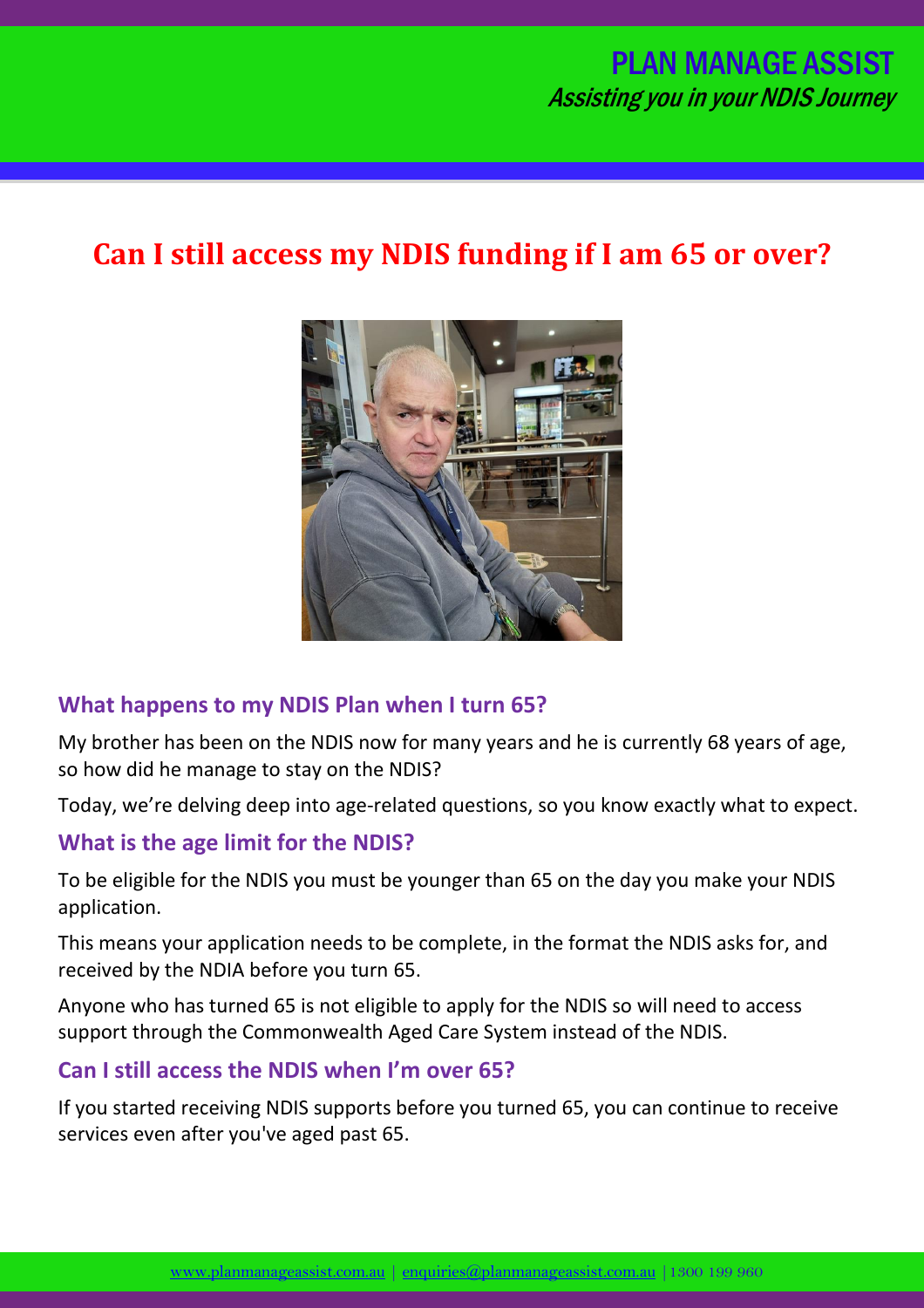# Can I still access my NDIS funding if I am 65 or over?

## What happens to my NDIS Plan when I turn 65?

My brother has been on the NDIS now for many years and he is currently 68 years of age, so how did he manage to stay on the NDIS?

Today, we're delving deep into age-related questions, so you know exactly what to expect.

## What is the age limit for the NDIS?

To be eligible for the NDIS you must be younger than 65 on the day you make your NDIS application.

This means your application needs to be complete, in the format the NDIS asks for, and received by the NDIA before you turn 65.

Anyone who has turned 65 is not eligible to apply for the NDIS so will need to access support through the Commonwealth Aged Care System instead of the NDIS.

## Can I still access the NDIS when I'm over 65?

If you started receiving NDIS supports before you turned 65, you can continue to receive services even after you've aged past 65.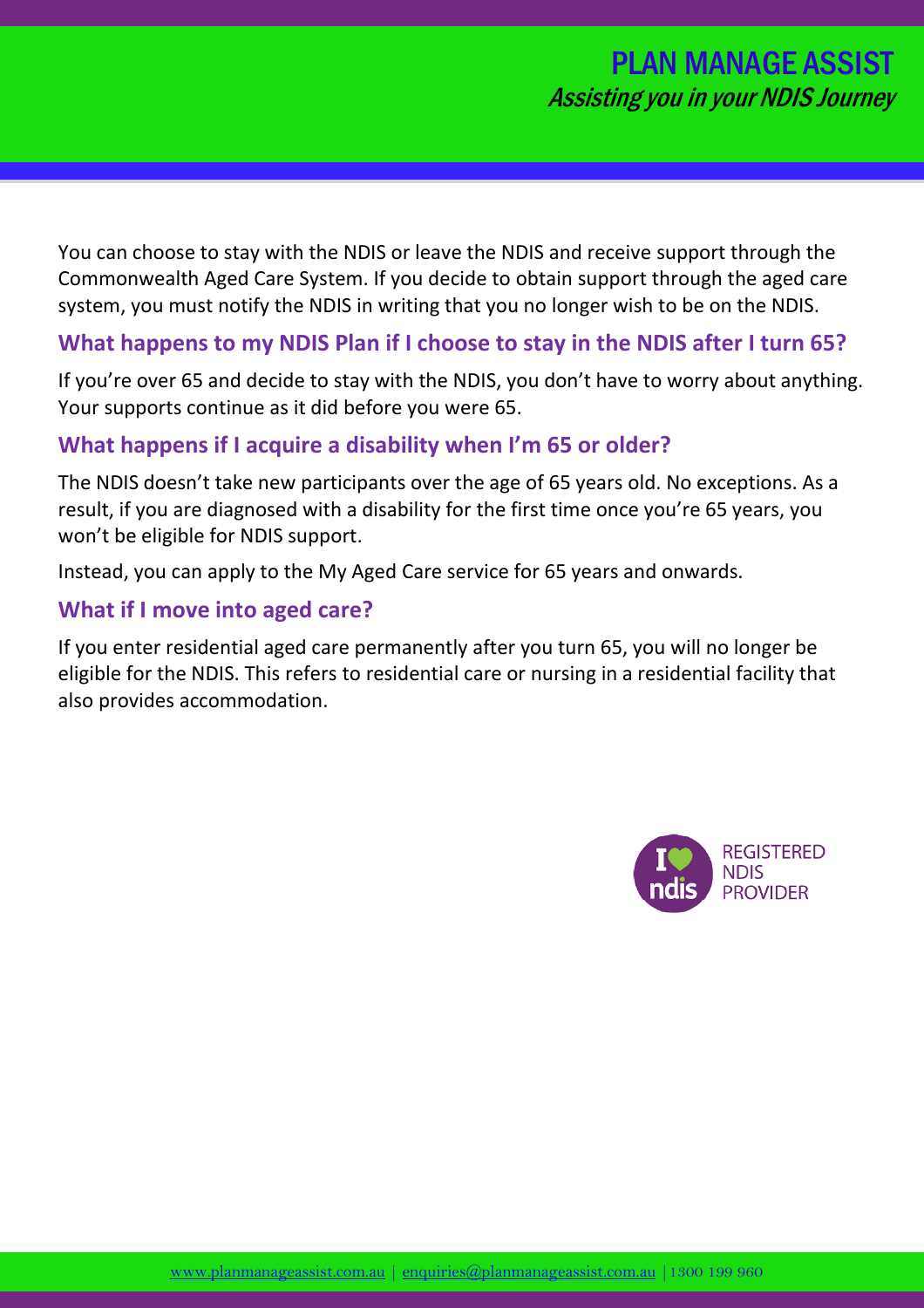You can choose to stay with the NDIS or leave the NDIS and receive support through the Commonwealth Aged Care System. If you decide to obtain support through the aged care system, you must notify the NDIS in writing that you no longer wish to be on the NDIS.

## What happens to my NDIS Plan if I choose to stay in the NDIS after I turn 65?

If you're over 65 and decide to stay with the NDIS, you don't have to worry about anything. Your supports continue as it did before you were 65.

## What happens if I acquire a disability when I'm 65 or older?

The NDIS doesn't take new participants over the age of 65 years old. No exceptions. As a result, if you are diagnosed with a disability for the first time once you're 65 years, you won't be eligible for NDIS support.

Instead, you can apply to the My Aged Care service for 65 years and onwards.

## What if I move into aged care?

If you enter residential aged care permanently after you turn 65, you will no longer be eligible for the NDIS. This refers to residential care or nursing in a residential facility that also provides accommodation.